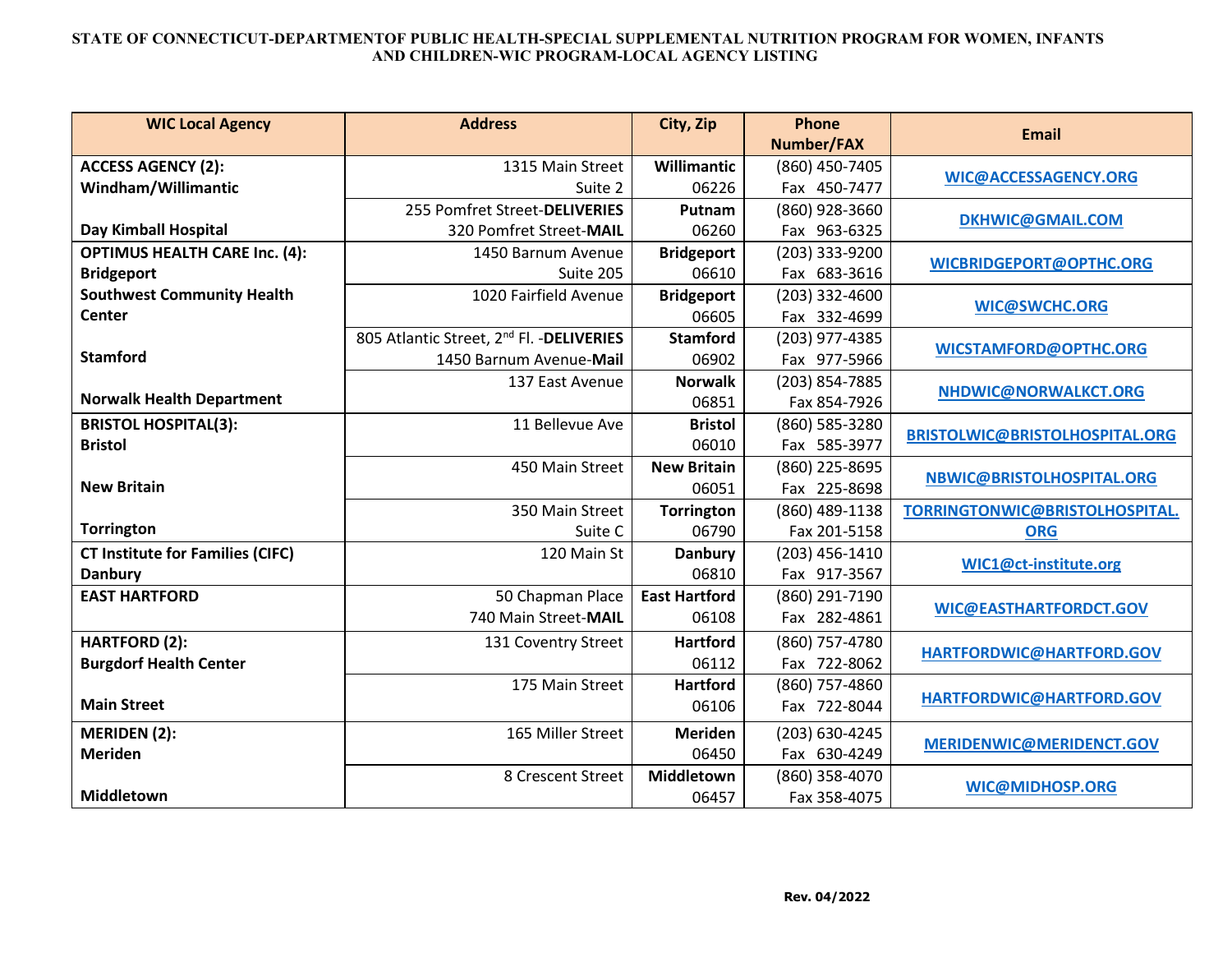**STATE OF CONNECTICUT-DEPARTMENTOF PUBLIC HEALTH-SPECIAL SUPPLEMENTAL NUTRITION PROGRAM FOR WOMEN, INFANTS AND CHILDREN-WIC PROGRAM-LOCAL AGENCY LISTING**

| WIC Local Agency | Address | City, Zip | Phone Number/FAX | Email |
|---|---|---|---|---|
| **ACCESS AGENCY (2): Windham/Willimantic** | 1315 Main Street Suite 2 | **Willimantic** 06226 | (860) 450-7405 Fax 450-7477 | WIC@ACCESSAGENCY.ORG |
| **Day Kimball Hospital** | 255 Pomfret Street-**DELIVERIES** 320 Pomfret Street-**MAIL** | **Putnam** 06260 | (860) 928-3660 Fax 963-6325 | DKHWIC@GMAIL.COM |
| **OPTIMUS HEALTH CARE Inc. (4): Bridgeport** | 1450 Barnum Avenue Suite 205 | **Bridgeport** 06610 | (203) 333-9200 Fax 683-3616 | WICBRIDGEPORT@OPTHC.ORG |
| **Southwest Community Health Center** | 1020 Fairfield Avenue | **Bridgeport** 06605 | (203) 332-4600 Fax 332-4699 | WIC@SWCHC.ORG |
| **Stamford** | 805 Atlantic Street, 2nd Fl. -**DELIVERIES** 1450 Barnum Avenue-**Mail** | **Stamford** 06902 | (203) 977-4385 Fax 977-5966 | WICSTAMFORD@OPTHC.ORG |
| **Norwalk Health Department** | 137 East Avenue | **Norwalk** 06851 | (203) 854-7885 Fax 854-7926 | NHDWIC@NORWALKCT.ORG |
| **BRISTOL HOSPITAL(3): Bristol** | 11 Bellevue Ave | **Bristol** 06010 | (860) 585-3280 Fax 585-3977 | BRISTOLWIC@BRISTOLHOSPITAL.ORG |
| **New Britain** | 450 Main Street | **New Britain** 06051 | (860) 225-8695 Fax 225-8698 | NBWIC@BRISTOLHOSPITAL.ORG |
| **Torrington** | 350 Main Street Suite C | **Torrington** 06790 | (860) 489-1138 Fax 201-5158 | TORRINGTONWIC@BRISTOLHOSPITAL.ORG |
| **CT Institute for Families (CIFC) Danbury** | 120 Main St | **Danbury** 06810 | (203) 456-1410 Fax 917-3567 | WIC1@ct-institute.org |
| **EAST HARTFORD** | 50 Chapman Place 740 Main Street-**MAIL** | **East Hartford** 06108 | (860) 291-7190 Fax 282-4861 | WIC@EASTHARTFORDCT.GOV |
| **HARTFORD (2): Burgdorf Health Center** | 131 Coventry Street | **Hartford** 06112 | (860) 757-4780 Fax 722-8062 | HARTFORDWIC@HARTFORD.GOV |
| **Main Street** | 175 Main Street | **Hartford** 06106 | (860) 757-4860 Fax 722-8044 | HARTFORDWIC@HARTFORD.GOV |
| **MERIDEN (2): Meriden** | 165 Miller Street | **Meriden** 06450 | (203) 630-4245 Fax 630-4249 | MERIDENWIC@MERIDENCT.GOV |
| **Middletown** | 8 Crescent Street | **Middletown** 06457 | (860) 358-4070 Fax 358-4075 | WIC@MIDHOSP.ORG |

**Rev. 04/2022**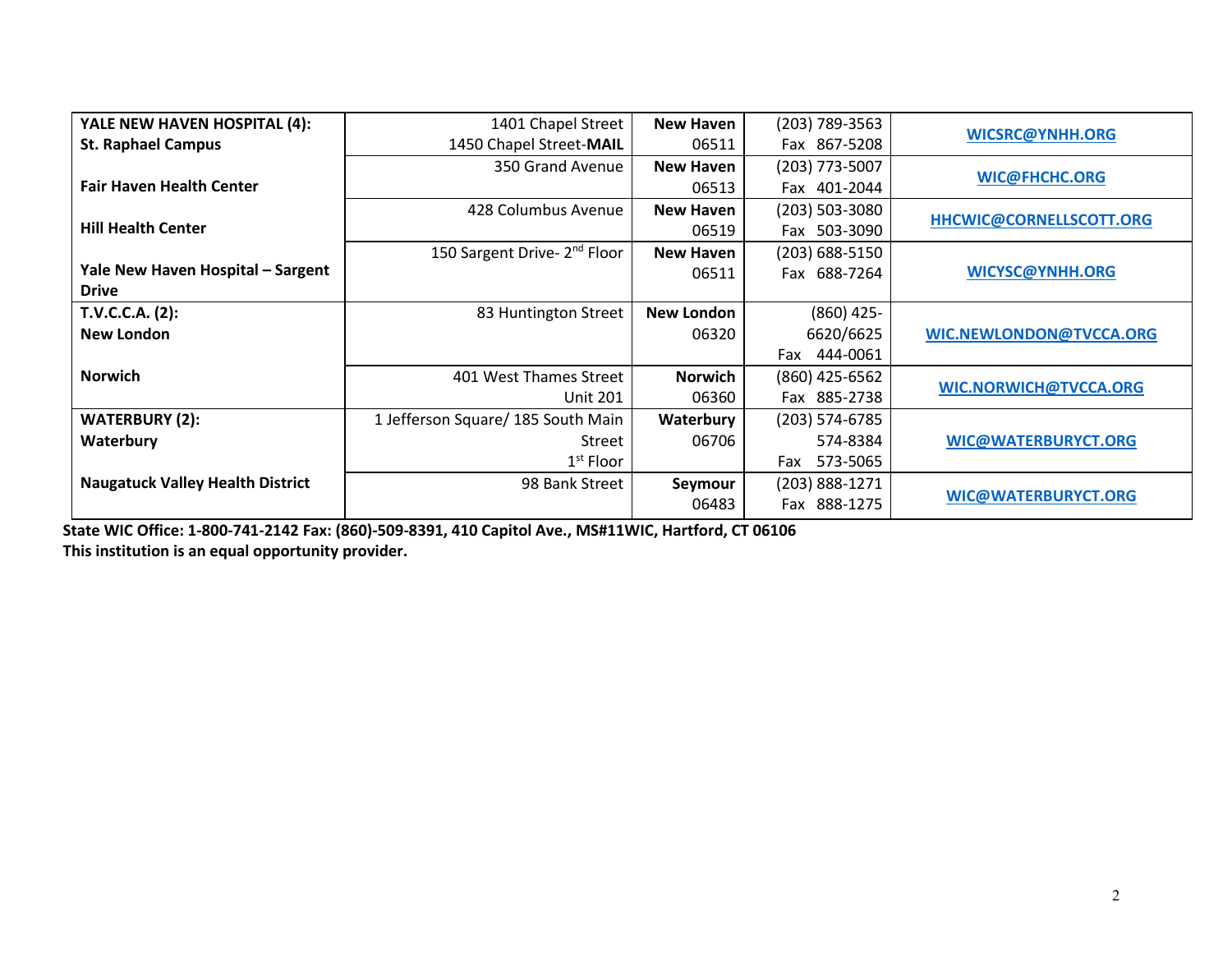| | | | | |
|---|---|---|---|---|
| **YALE NEW HAVEN HOSPITAL (4):**<br>**St. Raphael Campus** | 1401 Chapel Street<br>1450 Chapel Street-**MAIL** | **New Haven**<br>06511 | (203) 789-3563<br>Fax 867-5208 | WICSRC@YNHH.ORG |
| **Fair Haven Health Center** | 350 Grand Avenue | **New Haven**<br>06513 | (203) 773-5007<br>Fax 401-2044 | WIC@FHCHC.ORG |
| **Hill Health Center** | 428 Columbus Avenue | **New Haven**<br>06519 | (203) 503-3080<br>Fax 503-3090 | HHCWIC@CORNELLSCOTT.ORG |
| **Yale New Haven Hospital – Sargent Drive** | 150 Sargent Drive- 2nd Floor | **New Haven**<br>06511 | (203) 688-5150<br>Fax 688-7264 | WICYSC@YNHH.ORG |
| **T.V.C.C.A. (2):**<br>**New London** | 83 Huntington Street | **New London**<br>06320 | (860) 425-6620/6625<br>Fax 444-0061 | WIC.NEWLONDON@TVCCA.ORG |
| **Norwich** | 401 West Thames Street<br>Unit 201 | **Norwich**<br>06360 | (860) 425-6562<br>Fax 885-2738 | WIC.NORWICH@TVCCA.ORG |
| **WATERBURY (2):**<br>**Waterbury** | 1 Jefferson Square/ 185 South Main Street<br>1st Floor | **Waterbury**<br>06706 | (203) 574-6785<br>574-8384<br>Fax 573-5065 | WIC@WATERBURYCT.ORG |
| **Naugatuck Valley Health District** | 98 Bank Street | **Seymour**<br>06483 | (203) 888-1271<br>Fax 888-1275 | WIC@WATERBURYCT.ORG |

**State WIC Office: 1-800-741-2142 Fax: (860)-509-8391, 410 Capitol Ave., MS#11WIC, Hartford, CT 06106**
**This institution is an equal opportunity provider.**